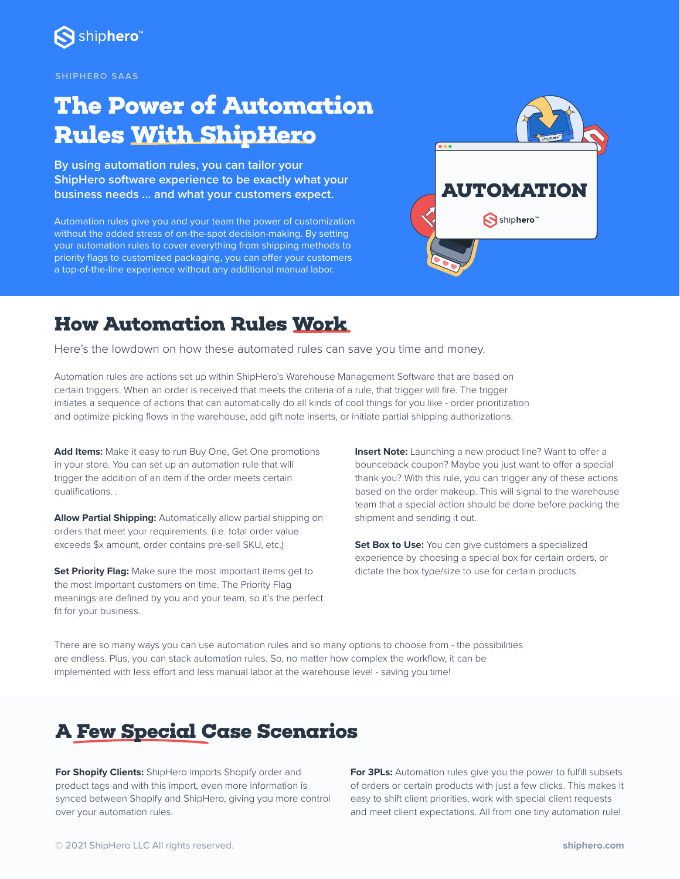SHIPHERO SAAS

# The Power of Automation Rules With ShipHero

**By using automation rules, you can tailor your ShipHero software experience to be exactly what your business needs ... and what your customers expect.**

Automation rules give you and your team the power of customization without the added stress of on-the-spot decision-making. By setting your automation rules to cover everything from shipping methods to priority flags to customized packaging, you can offer your customers a top-of-the-line experience without any additional manual labor.

## How Automation Rules Work

Here's the lowdown on how these automated rules can save you time and money.

Automation rules are actions set up within ShipHero's Warehouse Management Software that are based on certain triggers. When an order is received that meets the criteria of a rule, that trigger will fire. The trigger initiates a sequence of actions that can automatically do all kinds of cool things for you like - order prioritization and optimize picking flows in the warehouse, add gift note inserts, or initiate partial shipping authorizations.

**Add Items:** Make it easy to run Buy One, Get One promotions in your store. You can set up an automation rule that will trigger the addition of an item if the order meets certain qualifications. .

**Allow Partial Shipping:** Automatically allow partial shipping on orders that meet your requirements. (i.e. total order value exceeds $x amount, order contains pre-sell SKU, etc.)

**Set Priority Flag:** Make sure the most important items get to the most important customers on time. The Priority Flag meanings are defined by you and your team, so it's the perfect fit for your business.

**Insert Note:** Launching a new product line? Want to offer a bounceback coupon? Maybe you just want to offer a special thank you? With this rule, you can trigger any of these actions based on the order makeup. This will signal to the warehouse team that a special action should be done before packing the shipment and sending it out.

**Set Box to Use:** You can give customers a specialized experience by choosing a special box for certain orders, or dictate the box type/size to use for certain products.

There are so many ways you can use automation rules and so many options to choose from - the possibilities are endless. Plus, you can stack automation rules. So, no matter how complex the workflow, it can be implemented with less effort and less manual labor at the warehouse level - saving you time!

## A Few Special Case Scenarios

**For Shopify Clients:** ShipHero imports Shopify order and product tags and with this import, even more information is synced between Shopify and ShipHero, giving you more control over your automation rules.

**For 3PLs:** Automation rules give you the power to fulfill subsets of orders or certain products with just a few clicks. This makes it easy to shift client priorities, work with special client requests and meet client expectations. All from one tiny automation rule!

© 2021 ShipHero LLC All rights reserved.

shiphero.com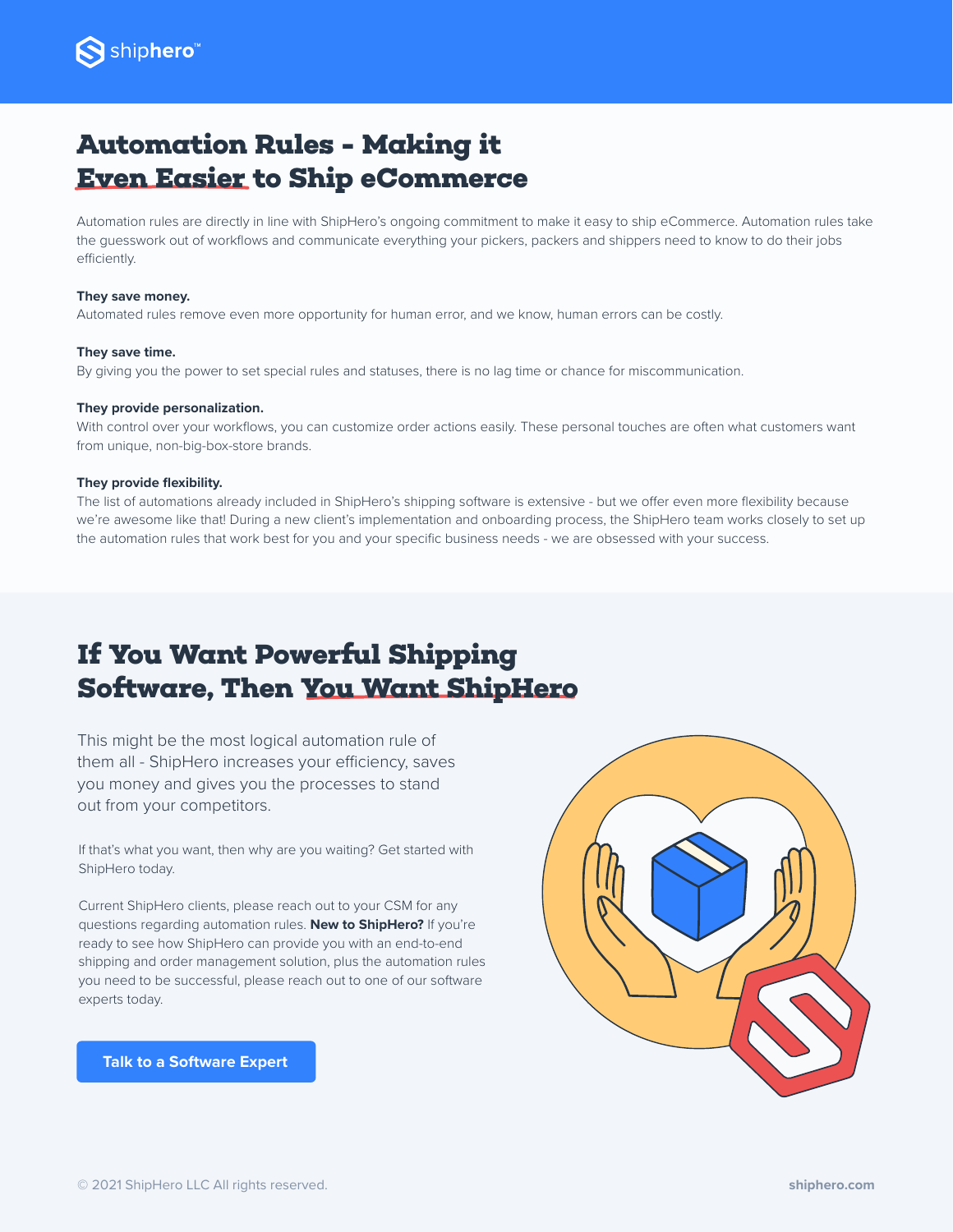# Automation Rules - Making it Even Easier to Ship eCommerce

Automation rules are directly in line with ShipHero's ongoing commitment to make it easy to ship eCommerce. Automation rules take the guesswork out of workflows and communicate everything your pickers, packers and shippers need to know to do their jobs efficiently.

**They save money.**
Automated rules remove even more opportunity for human error, and we know, human errors can be costly.

**They save time.**
By giving you the power to set special rules and statuses, there is no lag time or chance for miscommunication.

**They provide personalization.**
With control over your workflows, you can customize order actions easily. These personal touches are often what customers want from unique, non-big-box-store brands.

**They provide flexibility.**
The list of automations already included in ShipHero's shipping software is extensive - but we offer even more flexibility because we're awesome like that! During a new client's implementation and onboarding process, the ShipHero team works closely to set up the automation rules that work best for you and your specific business needs - we are obsessed with your success.

# If You Want Powerful Shipping Software, Then You Want ShipHero

This might be the most logical automation rule of them all - ShipHero increases your efficiency, saves you money and gives you the processes to stand out from your competitors.

If that's what you want, then why are you waiting? Get started with ShipHero today.

Current ShipHero clients, please reach out to your CSM for any questions regarding automation rules. **New to ShipHero?** If you're ready to see how ShipHero can provide you with an end-to-end shipping and order management solution, plus the automation rules you need to be successful, please reach out to one of our software experts today.

Talk to a Software Expert

© 2021 ShipHero LLC All rights reserved.

shiphero.com